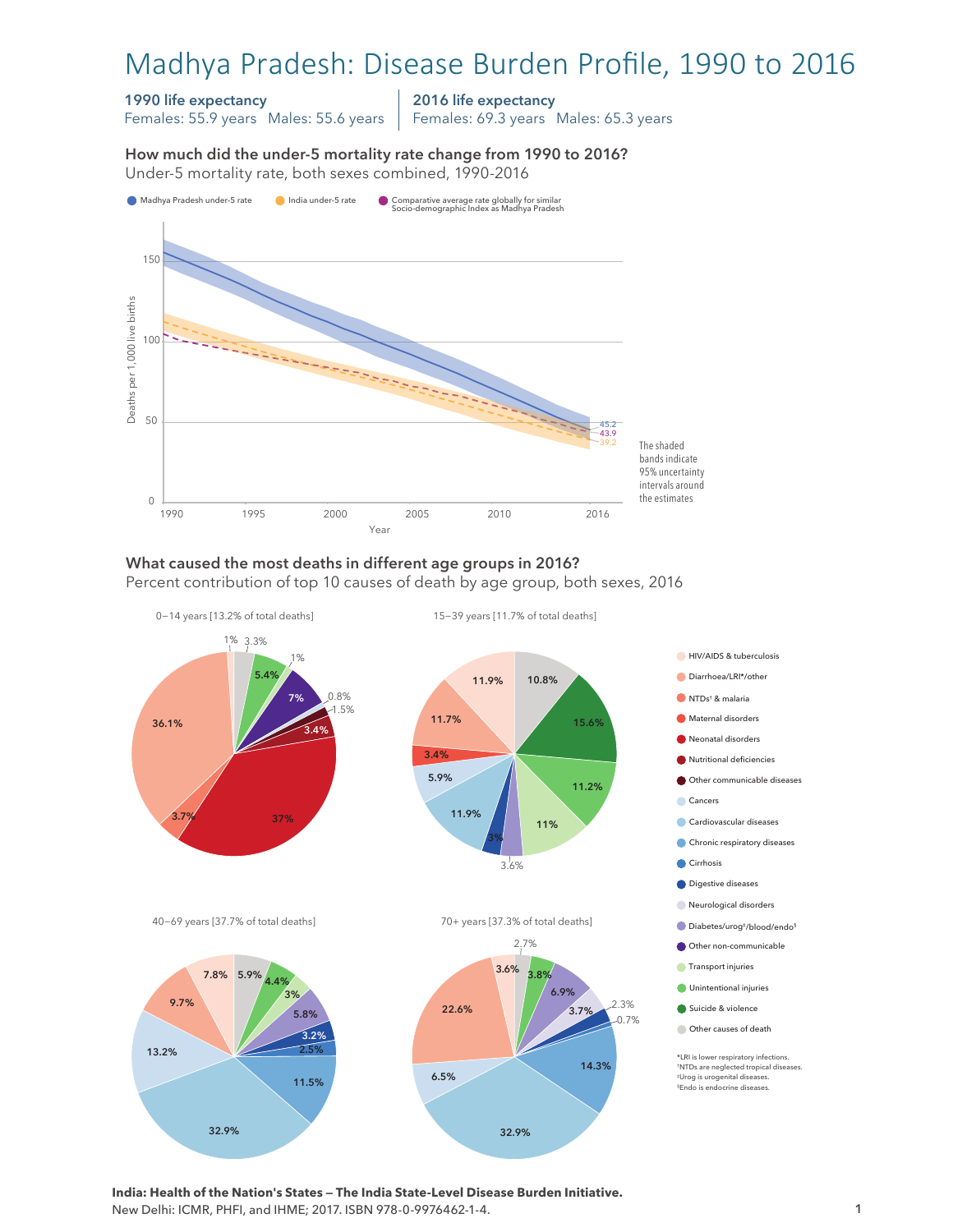# Madhya Pradesh: Disease Burden Profile, 1990 to 2016

**1990 life expectancy**
Females: 55.9 years Males: 55.6 years

**2016 life expectancy**
Females: 69.3 years Males: 65.3 years

### How much did the under-5 mortality rate change from 1990 to 2016?

Under-5 mortality rate, both sexes combined, 1990-2016

Legend: Madhya Pradesh under-5 rate; India under-5 rate; Comparative average rate globally for similar Socio-demographic Index as Madhya Pradesh

Y-axis: Deaths per 1,000 live births (0, 50, 100, 150). X-axis: Year (1990, 1995, 2000, 2005, 2010, 2016)

2016 values: 45.2, 43.9, 39.2

The shaded bands indicate 95% uncertainty intervals around the estimates

### What caused the most deaths in different age groups in 2016?

Percent contribution of top 10 causes of death by age group, both sexes, 2016

**0–14 years [13.2% of total deaths]**: 37%, 36.1%, 7%, 5.4%, 3.7%, 3.4%, 3.3%, 1.5%, 1%, 1%, 0.8%

**15–39 years [11.7% of total deaths]**: 15.6%, 11.9%, 11.9%, 11.7%, 11.2%, 11%, 10.8%, 5.9%, 3.6%, 3.4%, 3%

**40–69 years [37.7% of total deaths]**: 32.9%, 13.2%, 11.5%, 9.7%, 7.8%, 5.9%, 5.8%, 4.4%, 3.2%, 3%, 2.5%

**70+ years [37.3% of total deaths]**: 32.9%, 22.6%, 14.3%, 6.9%, 6.5%, 3.8%, 3.7%, 3.6%, 2.7%, 2.3%, 0.7%

Legend:
- HIV/AIDS & tuberculosis
- Diarrhoea/LRI*/other
- NTDs† & malaria
- Maternal disorders
- Neonatal disorders
- Nutritional deficiencies
- Other communicable diseases
- Cancers
- Cardiovascular diseases
- Chronic respiratory diseases
- Cirrhosis
- Digestive diseases
- Neurological disorders
- Diabetes/urog‡/blood/endo§
- Other non-communicable
- Transport injuries
- Unintentional injuries
- Suicide & violence
- Other causes of death

*LRI is lower respiratory infections.
†NTDs are neglected tropical diseases.
‡Urog is urogenital diseases.
§Endo is endocrine diseases.

**India: Health of the Nation's States — The India State-Level Disease Burden Initiative.**
New Delhi: ICMR, PHFI, and IHME; 2017. ISBN 978-0-9976462-1-4.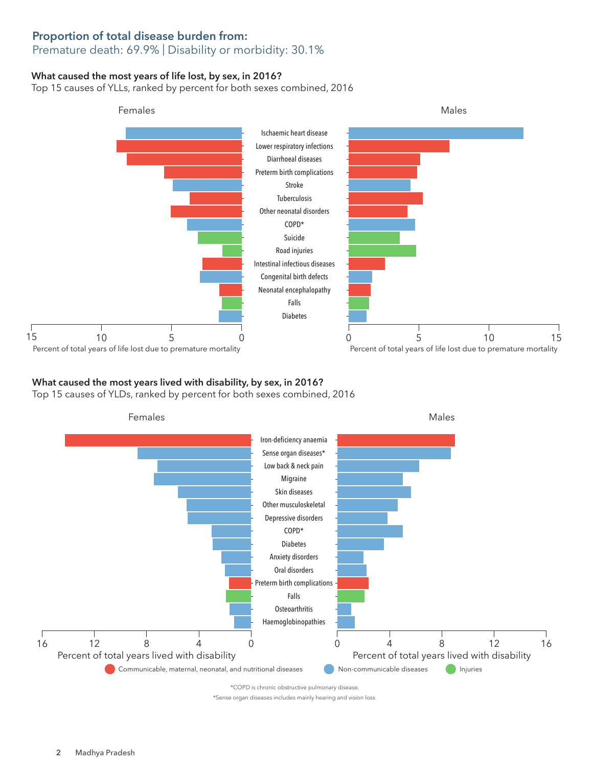## Proportion of total disease burden from:

Premature death: 69.9% | Disability or morbidity: 30.1%

### What caused the most years of life lost, by sex, in 2016?

Top 15 causes of YLLs, ranked by percent for both sexes combined, 2016

Females | Males

Ischaemic heart disease
Lower respiratory infections
Diarrhoeal diseases
Preterm birth complications
Stroke
Tuberculosis
Other neonatal disorders
COPD*
Suicide
Road injuries
Intestinal infectious diseases
Congenital birth defects
Neonatal encephalopathy
Falls
Diabetes

Percent of total years of life lost due to premature mortality

### What caused the most years lived with disability, by sex, in 2016?

Top 15 causes of YLDs, ranked by percent for both sexes combined, 2016

Females | Males

Iron-deficiency anaemia
Sense organ diseases*
Low back & neck pain
Migraine
Skin diseases
Other musculoskeletal
Depressive disorders
COPD*
Diabetes
Anxiety disorders
Oral disorders
Preterm birth complications
Falls
Osteoarthritis
Haemoglobinopathies

Percent of total years lived with disability

Communicable, maternal, neonatal, and nutritional diseases | Non-communicable diseases | Injuries

*COPD is chronic obstructive pulmonary disease.

*Sense organ diseases includes mainly hearing and vision loss.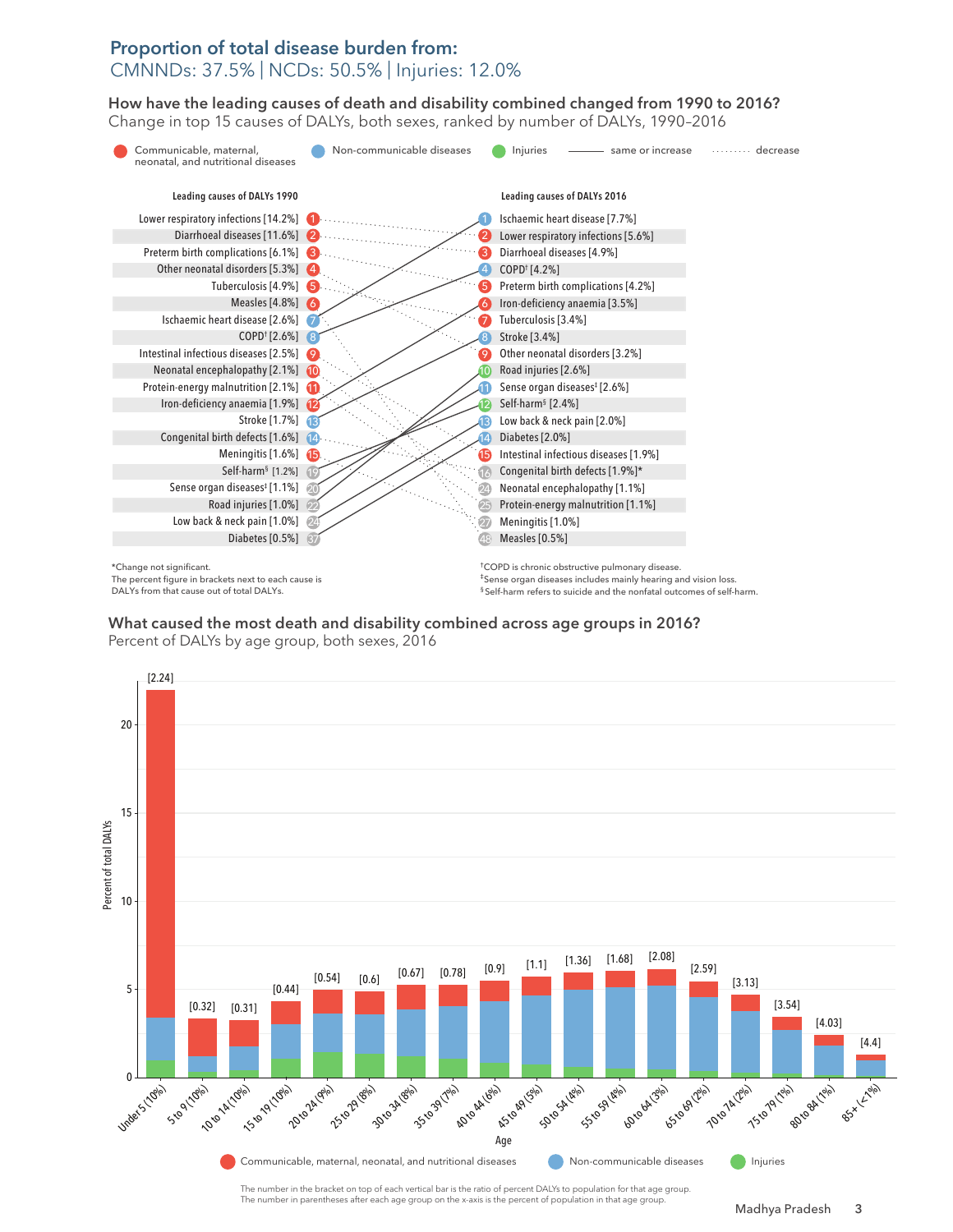## Proportion of total disease burden from:

CMNNDs: 37.5% | NCDs: 50.5% | Injuries: 12.0%

### How have the leading causes of death and disability combined changed from 1990 to 2016?

Change in top 15 causes of DALYs, both sexes, ranked by number of DALYs, 1990–2016

Communicable, maternal, neonatal, and nutritional diseases | Non-communicable diseases | Injuries | same or increase | decrease

| Rank | Leading causes of DALYs 1990 | Rank | Leading causes of DALYs 2016 |
|---|---|---|---|
| 1 | Lower respiratory infections [14.2%] | 1 | Ischaemic heart disease [7.7%] |
| 2 | Diarrhoeal diseases [11.6%] | 2 | Lower respiratory infections [5.6%] |
| 3 | Preterm birth complications [6.1%] | 3 | Diarrhoeal diseases [4.9%] |
| 4 | Other neonatal disorders [5.3%] | 4 | COPD† [4.2%] |
| 5 | Tuberculosis [4.9%] | 5 | Preterm birth complications [4.2%] |
| 6 | Measles [4.8%] | 6 | Iron-deficiency anaemia [3.5%] |
| 7 | Ischaemic heart disease [2.6%] | 7 | Tuberculosis [3.4%] |
| 8 | COPD† [2.6%] | 8 | Stroke [3.4%] |
| 9 | Intestinal infectious diseases [2.5%] | 9 | Other neonatal disorders [3.2%] |
| 10 | Neonatal encephalopathy [2.1%] | 10 | Road injuries [2.6%] |
| 11 | Protein-energy malnutrition [2.1%] | 11 | Sense organ diseases‡ [2.6%] |
| 12 | Iron-deficiency anaemia [1.9%] | 12 | Self-harm§ [2.4%] |
| 13 | Stroke [1.7%] | 13 | Low back & neck pain [2.0%] |
| 14 | Congenital birth defects [1.6%] | 14 | Diabetes [2.0%] |
| 15 | Meningitis [1.6%] | 15 | Intestinal infectious diseases [1.9%] |
| 19 | Self-harm§ [1.2%] | 16 | Congenital birth defects [1.9%]* |
| 20 | Sense organ diseases‡ [1.1%] | 24 | Neonatal encephalopathy [1.1%] |
| 22 | Road injuries [1.0%] | 25 | Protein-energy malnutrition [1.1%] |
| 24 | Low back & neck pain [1.0%] | 27 | Meningitis [1.0%] |
| 37 | Diabetes [0.5%] | 48 | Measles [0.5%] |

*Change not significant.
The percent figure in brackets next to each cause is DALYs from that cause out of total DALYs.

†COPD is chronic obstructive pulmonary disease.
‡Sense organ diseases includes mainly hearing and vision loss.
§Self-harm refers to suicide and the nonfatal outcomes of self-harm.

### What caused the most death and disability combined across age groups in 2016?

Percent of DALYs by age group, both sexes, 2016

| Age (percent of population) | Ratio of percent DALYs to population |
|---|---|
| Under 5 (10%) | 2.24 |
| 5 to 9 (10%) | 0.32 |
| 10 to 14 (10%) | 0.31 |
| 15 to 19 (10%) | 0.44 |
| 20 to 24 (9%) | 0.54 |
| 25 to 29 (8%) | 0.6 |
| 30 to 34 (8%) | 0.67 |
| 35 to 39 (7%) | 0.78 |
| 40 to 44 (6%) | 0.9 |
| 45 to 49 (5%) | 1.1 |
| 50 to 54 (4%) | 1.36 |
| 55 to 59 (4%) | 1.68 |
| 60 to 64 (3%) | 2.08 |
| 65 to 69 (2%) | 2.59 |
| 70 to 74 (2%) | 3.13 |
| 75 to 79 (1%) | 3.54 |
| 80 to 84 (1%) | 4.03 |
| 85+ (<1%) | 4.4 |

Y-axis: Percent of total DALYs. X-axis: Age. Legend: Communicable, maternal, neonatal, and nutritional diseases; Non-communicable diseases; Injuries.

The number in the bracket on top of each vertical bar is the ratio of percent DALYs to population for that age group.
The number in parentheses after each age group on the x-axis is the percent of population in that age group.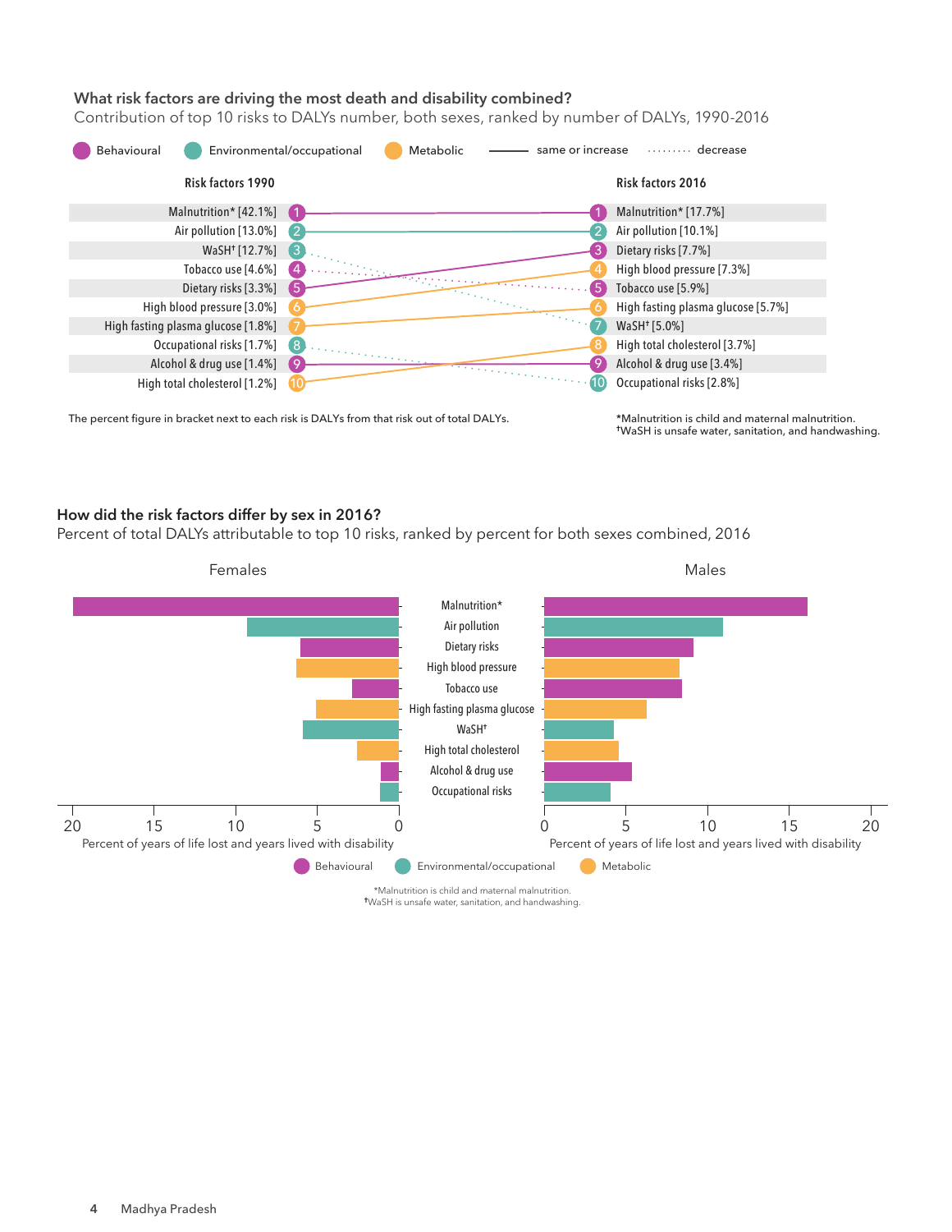## What risk factors are driving the most death and disability combined?

Contribution of top 10 risks to DALYs number, both sexes, ranked by number of DALYs, 1990-2016

Behavioural
Environmental/occupational
Metabolic
same or increase
decrease

Risk factors 1990

Malnutrition* [42.1%] 1
Air pollution [13.0%] 2
WaSH† [12.7%] 3
Tobacco use [4.6%] 4
Dietary risks [3.3%] 5
High blood pressure [3.0%] 6
High fasting plasma glucose [1.8%] 7
Occupational risks [1.7%] 8
Alcohol & drug use [1.4%] 9
High total cholesterol [1.2%] 10

Risk factors 2016

1 Malnutrition* [17.7%]
2 Air pollution [10.1%]
3 Dietary risks [7.7%]
4 High blood pressure [7.3%]
5 Tobacco use [5.9%]
6 High fasting plasma glucose [5.7%]
7 WaSH† [5.0%]
8 High total cholesterol [3.7%]
9 Alcohol & drug use [3.4%]
10 Occupational risks [2.8%]

The percent figure in bracket next to each risk is DALYs from that risk out of total DALYs.

*Malnutrition is child and maternal malnutrition.
†WaSH is unsafe water, sanitation, and handwashing.

## How did the risk factors differ by sex in 2016?

Percent of total DALYs attributable to top 10 risks, ranked by percent for both sexes combined, 2016

Females

Males

Malnutrition*
Air pollution
Dietary risks
High blood pressure
Tobacco use
High fasting plasma glucose
WaSH†
High total cholesterol
Alcohol & drug use
Occupational risks

20 15 10 5 0

Percent of years of life lost and years lived with disability

0 5 10 15 20

Percent of years of life lost and years lived with disability

Behavioural
Environmental/occupational
Metabolic

*Malnutrition is child and maternal malnutrition.
†WaSH is unsafe water, sanitation, and handwashing.